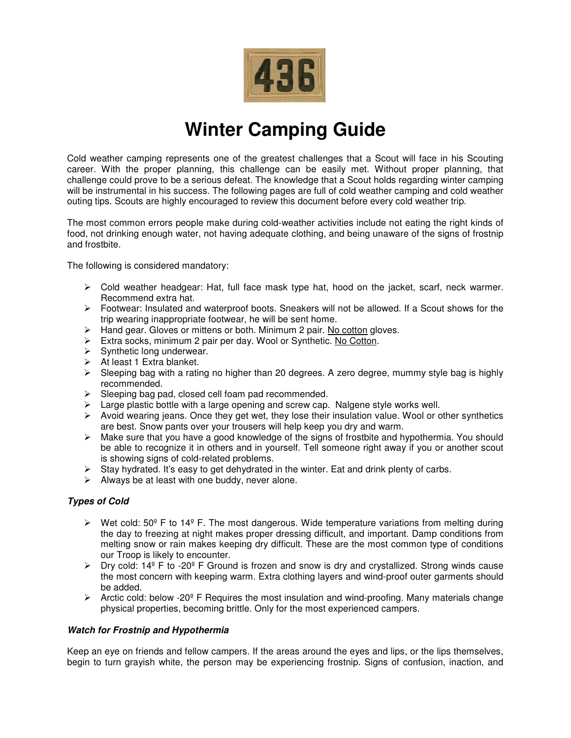# Winter Camping Guide

Cold weather camping represents one of the greatest challenges that a Scout will face in his Scouting career. With the proper planning, this challenge can be easily met. Without proper planning, that challenge could prove to be a serious defeat. The knowledge that a Scout holds regarding winter camping will be instrumental in his success. The following pages are full of cold weather camping and cold weather outing tips. Scouts are highly encouraged to review this document before every cold weather trip.

The most common errors people make during cold-weather activities include not eating the right kinds of food, not drinking enough water, not having adequate clothing, and being unaware of the signs of frostnip and frostbite.

The following is considered mandatory:

- Cold weather headgear: Hat, full face mask type hat, hood on the jacket, scarf, neck warmer. Recommend extra hat.
- Footwear: Insulated and waterproof boots. Sneakers will not be allowed. If a Scout shows for the trip wearing inappropriate footwear, he will be sent home.
- Hand gear. Gloves or mittens or both. Minimum 2 pair. No cotton gloves.
- Extra socks, minimum 2 pair per day. Wool or Synthetic. No Cotton.
- Synthetic long underwear.
- At least 1 Extra blanket.
- Sleeping bag with a rating no higher than 20 degrees. A zero degree, mummy style bag is highly recommended.
- Sleeping bag pad, closed cell foam pad recommended.
- Large plastic bottle with a large opening and screw cap. Nalgene style works well.
- Avoid wearing jeans. Once they get wet, they lose their insulation value. Wool or other synthetics are best. Snow pants over your trousers will help keep you dry and warm.
- Make sure that you have a good knowledge of the signs of frostbite and hypothermia. You should be able to recognize it in others and in yourself. Tell someone right away if you or another scout is showing signs of cold-related problems.
- Stay hydrated. It's easy to get dehydrated in the winter. Eat and drink plenty of carbs.
- Always be at least with one buddy, never alone.

### *Types of Cold*

- Wet cold: 50º F to 14º F. The most dangerous. Wide temperature variations from melting during the day to freezing at night makes proper dressing difficult, and important. Damp conditions from melting snow or rain makes keeping dry difficult. These are the most common type of conditions our Troop is likely to encounter.
- Dry cold: 14º F to -20º F Ground is frozen and snow is dry and crystallized. Strong winds cause the most concern with keeping warm. Extra clothing layers and wind-proof outer garments should be added.
- Arctic cold: below -20º F Requires the most insulation and wind-proofing. Many materials change physical properties, becoming brittle. Only for the most experienced campers.

### *Watch for Frostnip and Hypothermia*

Keep an eye on friends and fellow campers. If the areas around the eyes and lips, or the lips themselves, begin to turn grayish white, the person may be experiencing frostnip. Signs of confusion, inaction, and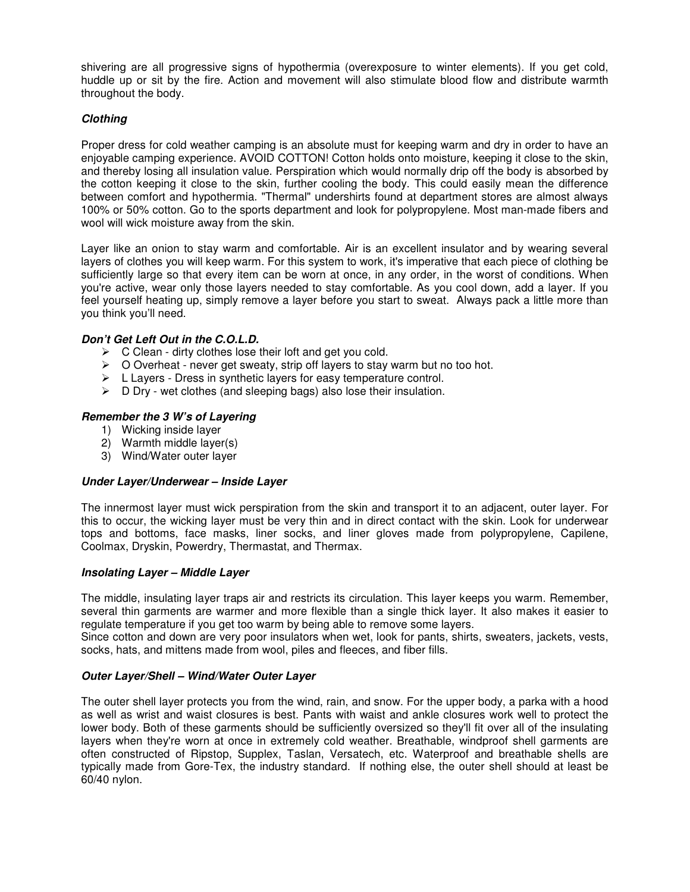shivering are all progressive signs of hypothermia (overexposure to winter elements). If you get cold, huddle up or sit by the fire. Action and movement will also stimulate blood flow and distribute warmth throughout the body.

### *Clothing*

Proper dress for cold weather camping is an absolute must for keeping warm and dry in order to have an enjoyable camping experience. AVOID COTTON! Cotton holds onto moisture, keeping it close to the skin, and thereby losing all insulation value. Perspiration which would normally drip off the body is absorbed by the cotton keeping it close to the skin, further cooling the body. This could easily mean the difference between comfort and hypothermia. "Thermal" undershirts found at department stores are almost always 100% or 50% cotton. Go to the sports department and look for polypropylene. Most man-made fibers and wool will wick moisture away from the skin.

Layer like an onion to stay warm and comfortable. Air is an excellent insulator and by wearing several layers of clothes you will keep warm. For this system to work, it's imperative that each piece of clothing be sufficiently large so that every item can be worn at once, in any order, in the worst of conditions. When you're active, wear only those layers needed to stay comfortable. As you cool down, add a layer. If you feel yourself heating up, simply remove a layer before you start to sweat. Always pack a little more than you think you'll need.

### *Don't Get Left Out in the C.O.L.D.*

- C Clean - dirty clothes lose their loft and get you cold.
- O Overheat - never get sweaty, strip off layers to stay warm but no too hot.
- L Layers - Dress in synthetic layers for easy temperature control.
- D Dry - wet clothes (and sleeping bags) also lose their insulation.

### *Remember the 3 W's of Layering*

1) Wicking inside layer
2) Warmth middle layer(s)
3) Wind/Water outer layer

### *Under Layer/Underwear – Inside Layer*

The innermost layer must wick perspiration from the skin and transport it to an adjacent, outer layer. For this to occur, the wicking layer must be very thin and in direct contact with the skin. Look for underwear tops and bottoms, face masks, liner socks, and liner gloves made from polypropylene, Capilene, Coolmax, Dryskin, Powerdry, Thermastat, and Thermax.

### *Insolating Layer – Middle Layer*

The middle, insulating layer traps air and restricts its circulation. This layer keeps you warm. Remember, several thin garments are warmer and more flexible than a single thick layer. It also makes it easier to regulate temperature if you get too warm by being able to remove some layers.
Since cotton and down are very poor insulators when wet, look for pants, shirts, sweaters, jackets, vests, socks, hats, and mittens made from wool, piles and fleeces, and fiber fills.

### *Outer Layer/Shell – Wind/Water Outer Layer*

The outer shell layer protects you from the wind, rain, and snow. For the upper body, a parka with a hood as well as wrist and waist closures is best. Pants with waist and ankle closures work well to protect the lower body. Both of these garments should be sufficiently oversized so they'll fit over all of the insulating layers when they're worn at once in extremely cold weather. Breathable, windproof shell garments are often constructed of Ripstop, Supplex, Taslan, Versatech, etc. Waterproof and breathable shells are typically made from Gore-Tex, the industry standard. If nothing else, the outer shell should at least be 60/40 nylon.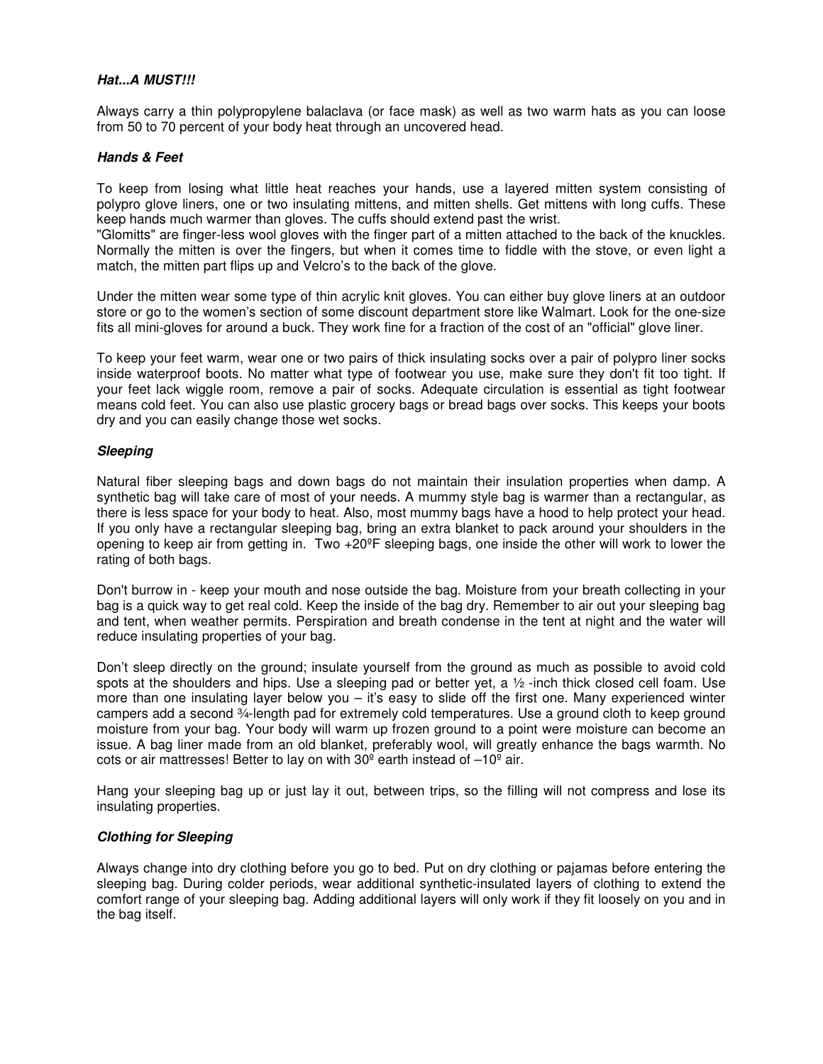***Hat...A MUST!!!***

Always carry a thin polypropylene balaclava (or face mask) as well as two warm hats as you can loose from 50 to 70 percent of your body heat through an uncovered head.

***Hands & Feet***

To keep from losing what little heat reaches your hands, use a layered mitten system consisting of polypro glove liners, one or two insulating mittens, and mitten shells. Get mittens with long cuffs. These keep hands much warmer than gloves. The cuffs should extend past the wrist.
"Glomitts" are finger-less wool gloves with the finger part of a mitten attached to the back of the knuckles. Normally the mitten is over the fingers, but when it comes time to fiddle with the stove, or even light a match, the mitten part flips up and Velcro's to the back of the glove.

Under the mitten wear some type of thin acrylic knit gloves. You can either buy glove liners at an outdoor store or go to the women's section of some discount department store like Walmart. Look for the one-size fits all mini-gloves for around a buck. They work fine for a fraction of the cost of an "official" glove liner.

To keep your feet warm, wear one or two pairs of thick insulating socks over a pair of polypro liner socks inside waterproof boots. No matter what type of footwear you use, make sure they don't fit too tight. If your feet lack wiggle room, remove a pair of socks. Adequate circulation is essential as tight footwear means cold feet. You can also use plastic grocery bags or bread bags over socks. This keeps your boots dry and you can easily change those wet socks.

***Sleeping***

Natural fiber sleeping bags and down bags do not maintain their insulation properties when damp. A synthetic bag will take care of most of your needs. A mummy style bag is warmer than a rectangular, as there is less space for your body to heat. Also, most mummy bags have a hood to help protect your head. If you only have a rectangular sleeping bag, bring an extra blanket to pack around your shoulders in the opening to keep air from getting in. Two +20ºF sleeping bags, one inside the other will work to lower the rating of both bags.

Don't burrow in - keep your mouth and nose outside the bag. Moisture from your breath collecting in your bag is a quick way to get real cold. Keep the inside of the bag dry. Remember to air out your sleeping bag and tent, when weather permits. Perspiration and breath condense in the tent at night and the water will reduce insulating properties of your bag.

Don't sleep directly on the ground; insulate yourself from the ground as much as possible to avoid cold spots at the shoulders and hips. Use a sleeping pad or better yet, a ½ -inch thick closed cell foam. Use more than one insulating layer below you – it's easy to slide off the first one. Many experienced winter campers add a second ¾-length pad for extremely cold temperatures. Use a ground cloth to keep ground moisture from your bag. Your body will warm up frozen ground to a point were moisture can become an issue. A bag liner made from an old blanket, preferably wool, will greatly enhance the bags warmth. No cots or air mattresses! Better to lay on with 30º earth instead of –10º air.

Hang your sleeping bag up or just lay it out, between trips, so the filling will not compress and lose its insulating properties.

***Clothing for Sleeping***

Always change into dry clothing before you go to bed. Put on dry clothing or pajamas before entering the sleeping bag. During colder periods, wear additional synthetic-insulated layers of clothing to extend the comfort range of your sleeping bag. Adding additional layers will only work if they fit loosely on you and in the bag itself.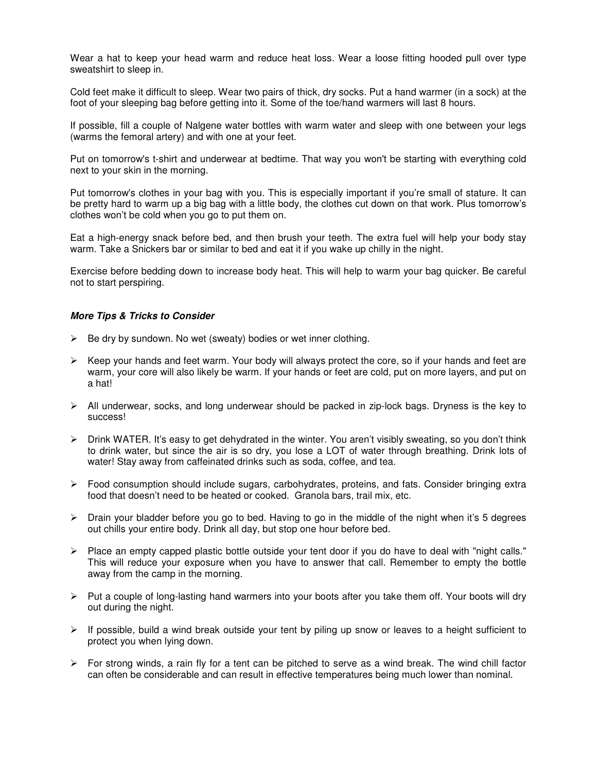Wear a hat to keep your head warm and reduce heat loss. Wear a loose fitting hooded pull over type sweatshirt to sleep in.

Cold feet make it difficult to sleep. Wear two pairs of thick, dry socks. Put a hand warmer (in a sock) at the foot of your sleeping bag before getting into it. Some of the toe/hand warmers will last 8 hours.

If possible, fill a couple of Nalgene water bottles with warm water and sleep with one between your legs (warms the femoral artery) and with one at your feet.

Put on tomorrow's t-shirt and underwear at bedtime. That way you won't be starting with everything cold next to your skin in the morning.

Put tomorrow's clothes in your bag with you. This is especially important if you're small of stature. It can be pretty hard to warm up a big bag with a little body, the clothes cut down on that work. Plus tomorrow's clothes won't be cold when you go to put them on.

Eat a high-energy snack before bed, and then brush your teeth. The extra fuel will help your body stay warm. Take a Snickers bar or similar to bed and eat it if you wake up chilly in the night.

Exercise before bedding down to increase body heat. This will help to warm your bag quicker. Be careful not to start perspiring.

### ***More Tips & Tricks to Consider***

- Be dry by sundown. No wet (sweaty) bodies or wet inner clothing.
- Keep your hands and feet warm. Your body will always protect the core, so if your hands and feet are warm, your core will also likely be warm. If your hands or feet are cold, put on more layers, and put on a hat!
- All underwear, socks, and long underwear should be packed in zip-lock bags. Dryness is the key to success!
- Drink WATER. It's easy to get dehydrated in the winter. You aren't visibly sweating, so you don't think to drink water, but since the air is so dry, you lose a LOT of water through breathing. Drink lots of water! Stay away from caffeinated drinks such as soda, coffee, and tea.
- Food consumption should include sugars, carbohydrates, proteins, and fats. Consider bringing extra food that doesn't need to be heated or cooked. Granola bars, trail mix, etc.
- Drain your bladder before you go to bed. Having to go in the middle of the night when it's 5 degrees out chills your entire body. Drink all day, but stop one hour before bed.
- Place an empty capped plastic bottle outside your tent door if you do have to deal with "night calls." This will reduce your exposure when you have to answer that call. Remember to empty the bottle away from the camp in the morning.
- Put a couple of long-lasting hand warmers into your boots after you take them off. Your boots will dry out during the night.
- If possible, build a wind break outside your tent by piling up snow or leaves to a height sufficient to protect you when lying down.
- For strong winds, a rain fly for a tent can be pitched to serve as a wind break. The wind chill factor can often be considerable and can result in effective temperatures being much lower than nominal.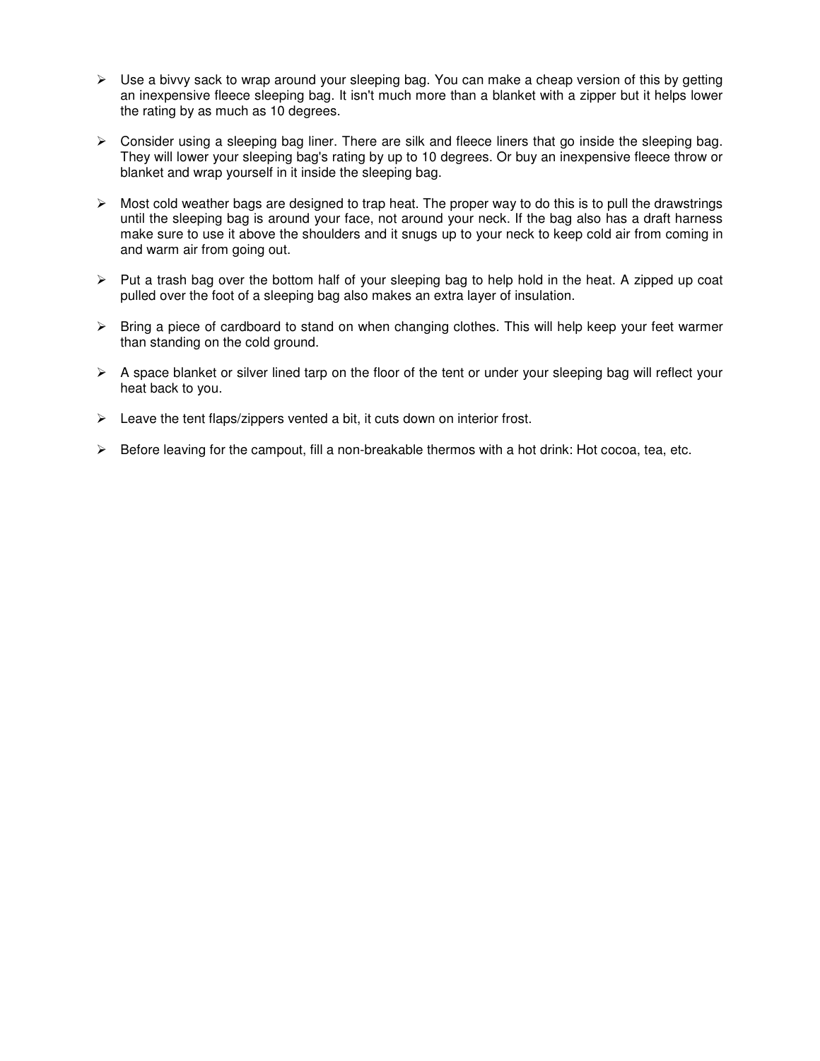- Use a bivvy sack to wrap around your sleeping bag. You can make a cheap version of this by getting an inexpensive fleece sleeping bag. It isn't much more than a blanket with a zipper but it helps lower the rating by as much as 10 degrees.

- Consider using a sleeping bag liner. There are silk and fleece liners that go inside the sleeping bag. They will lower your sleeping bag's rating by up to 10 degrees. Or buy an inexpensive fleece throw or blanket and wrap yourself in it inside the sleeping bag.

- Most cold weather bags are designed to trap heat. The proper way to do this is to pull the drawstrings until the sleeping bag is around your face, not around your neck. If the bag also has a draft harness make sure to use it above the shoulders and it snugs up to your neck to keep cold air from coming in and warm air from going out.

- Put a trash bag over the bottom half of your sleeping bag to help hold in the heat. A zipped up coat pulled over the foot of a sleeping bag also makes an extra layer of insulation.

- Bring a piece of cardboard to stand on when changing clothes. This will help keep your feet warmer than standing on the cold ground.

- A space blanket or silver lined tarp on the floor of the tent or under your sleeping bag will reflect your heat back to you.

- Leave the tent flaps/zippers vented a bit, it cuts down on interior frost.

- Before leaving for the campout, fill a non-breakable thermos with a hot drink: Hot cocoa, tea, etc.